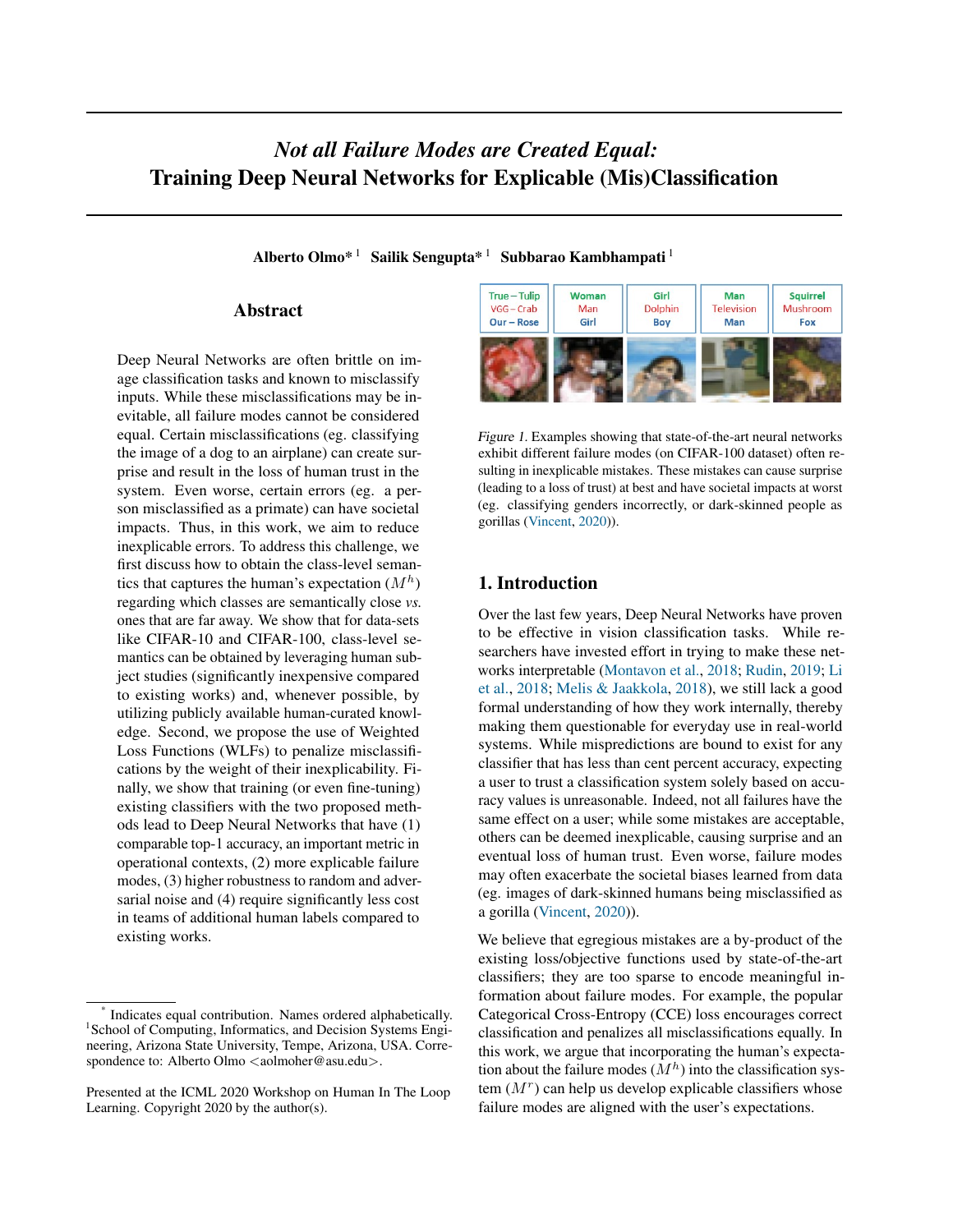# *Not all Failure Modes are Created Equal:* Training Deep Neural Networks for Explicable (Mis)Classification

**Alberto Olmo*** [1] **Sailik Sengupta*** [1] **Subbarao Kambhampati** [1]

## Abstract

Deep Neural Networks are often brittle on image classification tasks and known to misclassify inputs. While these misclassifications may be inevitable, all failure modes cannot be considered equal. Certain misclassifications (eg. classifying the image of a dog to an airplane) can create surprise and result in the loss of human trust in the system. Even worse, certain errors (eg. a person misclassified as a primate) can have societal impacts. Thus, in this work, we aim to reduce inexplicable errors. To address this challenge, we first discuss how to obtain the class-level semantics that captures the human's expectation ($M^h$) regarding which classes are semantically close *vs.* ones that are far away. We show that for data-sets like CIFAR-10 and CIFAR-100, class-level semantics can be obtained by leveraging human subject studies (significantly inexpensive compared to existing works) and, whenever possible, by utilizing publicly available human-curated knowledge. Second, we propose the use of Weighted Loss Functions (WLFs) to penalize misclassifications by the weight of their inexplicability. Finally, we show that training (or even fine-tuning) existing classifiers with the two proposed methods lead to Deep Neural Networks that have (1) comparable top-1 accuracy, an important metric in operational contexts, (2) more explicable failure modes, (3) higher robustness to random and adversarial noise and (4) require significantly less cost in teams of additional human labels compared to existing works.

| True – Tulip | Woman | Girl | Man | Squirrel |
|---|---|---|---|---|
| VGG – Crab | Man | Dolphin | Television | Mushroom |
| Our – Rose | Girl | Boy | Man | Fox |

*Figure 1.* Examples showing that state-of-the-art neural networks exhibit different failure modes (on CIFAR-100 dataset) often resulting in inexplicable mistakes. These mistakes can cause surprise (leading to a loss of trust) at best and have societal impacts at worst (eg. classifying genders incorrectly, or dark-skinned people as gorillas (Vincent, 2020)).

## 1. Introduction

Over the last few years, Deep Neural Networks have proven to be effective in vision classification tasks. While researchers have invested effort in trying to make these networks interpretable (Montavon et al., 2018; Rudin, 2019; Li et al., 2018; Melis & Jaakkola, 2018), we still lack a good formal understanding of how they work internally, thereby making them questionable for everyday use in real-world systems. While mispredictions are bound to exist for any classifier that has less than cent percent accuracy, expecting a user to trust a classification system solely based on accuracy values is unreasonable. Indeed, not all failures have the same effect on a user; while some mistakes are acceptable, others can be deemed inexplicable, causing surprise and an eventual loss of human trust. Even worse, failure modes may often exacerbate the societal biases learned from data (eg. images of dark-skinned humans being misclassified as a gorilla (Vincent, 2020)).

We believe that egregious mistakes are a by-product of the existing loss/objective functions used by state-of-the-art classifiers; they are too sparse to encode meaningful information about failure modes. For example, the popular Categorical Cross-Entropy (CCE) loss encourages correct classification and penalizes all misclassifications equally. In this work, we argue that incorporating the human's expectation about the failure modes ($M^h$) into the classification system ($M^r$) can help us develop explicable classifiers whose failure modes are aligned with the user's expectations.

---

* Indicates equal contribution. Names ordered alphabetically. [1]School of Computing, Informatics, and Decision Systems Engineering, Arizona State University, Tempe, Arizona, USA. Correspondence to: Alberto Olmo <aolmoher@asu.edu>.

Presented at the ICML 2020 Workshop on Human In The Loop Learning. Copyright 2020 by the author(s).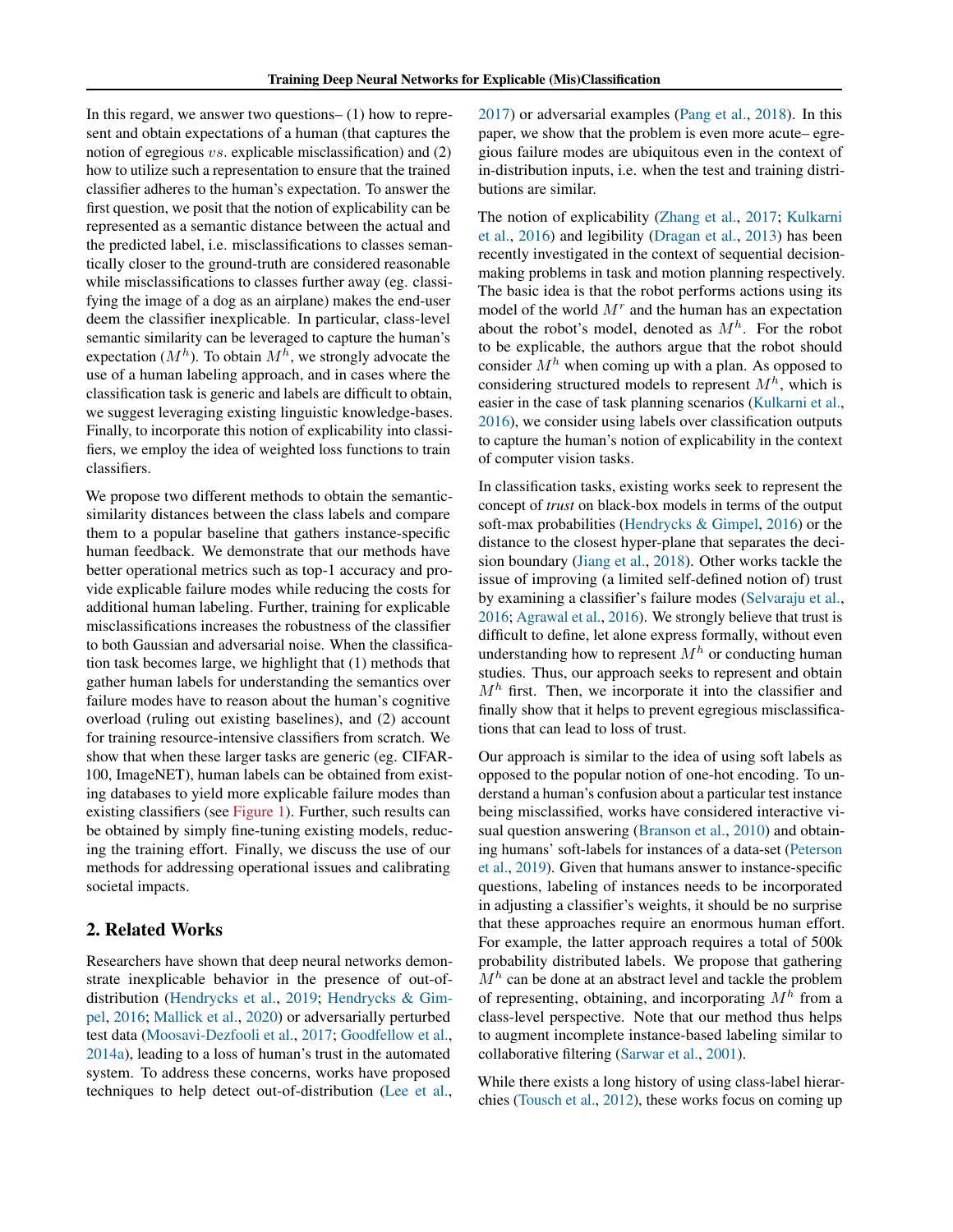In this regard, we answer two questions– (1) how to represent and obtain expectations of a human (that captures the notion of egregious $vs.$ explicable misclassification) and (2) how to utilize such a representation to ensure that the trained classifier adheres to the human's expectation. To answer the first question, we posit that the notion of explicability can be represented as a semantic distance between the actual and the predicted label, i.e. misclassifications to classes semantically closer to the ground-truth are considered reasonable while misclassifications to classes further away (eg. classifying the image of a dog as an airplane) makes the end-user deem the classifier inexplicable. In particular, class-level semantic similarity can be leveraged to capture the human's expectation ($M^h$). To obtain $M^h$, we strongly advocate the use of a human labeling approach, and in cases where the classification task is generic and labels are difficult to obtain, we suggest leveraging existing linguistic knowledge-bases. Finally, to incorporate this notion of explicability into classifiers, we employ the idea of weighted loss functions to train classifiers.

We propose two different methods to obtain the semantic-similarity distances between the class labels and compare them to a popular baseline that gathers instance-specific human feedback. We demonstrate that our methods have better operational metrics such as top-1 accuracy and provide explicable failure modes while reducing the costs for additional human labeling. Further, training for explicable misclassifications increases the robustness of the classifier to both Gaussian and adversarial noise. When the classification task becomes large, we highlight that (1) methods that gather human labels for understanding the semantics over failure modes have to reason about the human's cognitive overload (ruling out existing baselines), and (2) account for training resource-intensive classifiers from scratch. We show that when these larger tasks are generic (eg. CIFAR-100, ImageNET), human labels can be obtained from existing databases to yield more explicable failure modes than existing classifiers (see Figure 1). Further, such results can be obtained by simply fine-tuning existing models, reducing the training effort. Finally, we discuss the use of our methods for addressing operational issues and calibrating societal impacts.

## 2. Related Works

Researchers have shown that deep neural networks demonstrate inexplicable behavior in the presence of out-of-distribution (Hendrycks et al., 2019; Hendrycks & Gimpel, 2016; Mallick et al., 2020) or adversarially perturbed test data (Moosavi-Dezfooli et al., 2017; Goodfellow et al., 2014a), leading to a loss of human's trust in the automated system. To address these concerns, works have proposed techniques to help detect out-of-distribution (Lee et al., 2017) or adversarial examples (Pang et al., 2018). In this paper, we show that the problem is even more acute– egregious failure modes are ubiquitous even in the context of in-distribution inputs, i.e. when the test and training distributions are similar.

The notion of explicability (Zhang et al., 2017; Kulkarni et al., 2016) and legibility (Dragan et al., 2013) has been recently investigated in the context of sequential decision-making problems in task and motion planning respectively. The basic idea is that the robot performs actions using its model of the world $M^r$ and the human has an expectation about the robot's model, denoted as $M^h$. For the robot to be explicable, the authors argue that the robot should consider $M^h$ when coming up with a plan. As opposed to considering structured models to represent $M^h$, which is easier in the case of task planning scenarios (Kulkarni et al., 2016), we consider using labels over classification outputs to capture the human's notion of explicability in the context of computer vision tasks.

In classification tasks, existing works seek to represent the concept of *trust* on black-box models in terms of the output soft-max probabilities (Hendrycks & Gimpel, 2016) or the distance to the closest hyper-plane that separates the decision boundary (Jiang et al., 2018). Other works tackle the issue of improving (a limited self-defined notion of) trust by examining a classifier's failure modes (Selvaraju et al., 2016; Agrawal et al., 2016). We strongly believe that trust is difficult to define, let alone express formally, without even understanding how to represent $M^h$ or conducting human studies. Thus, our approach seeks to represent and obtain $M^h$ first. Then, we incorporate it into the classifier and finally show that it helps to prevent egregious misclassifications that can lead to loss of trust.

Our approach is similar to the idea of using soft labels as opposed to the popular notion of one-hot encoding. To understand a human's confusion about a particular test instance being misclassified, works have considered interactive visual question answering (Branson et al., 2010) and obtaining humans' soft-labels for instances of a data-set (Peterson et al., 2019). Given that humans answer to instance-specific questions, labeling of instances needs to be incorporated in adjusting a classifier's weights, it should be no surprise that these approaches require an enormous human effort. For example, the latter approach requires a total of 500k probability distributed labels. We propose that gathering $M^h$ can be done at an abstract level and tackle the problem of representing, obtaining, and incorporating $M^h$ from a class-level perspective. Note that our method thus helps to augment incomplete instance-based labeling similar to collaborative filtering (Sarwar et al., 2001).

While there exists a long history of using class-label hierarchies (Tousch et al., 2012), these works focus on coming up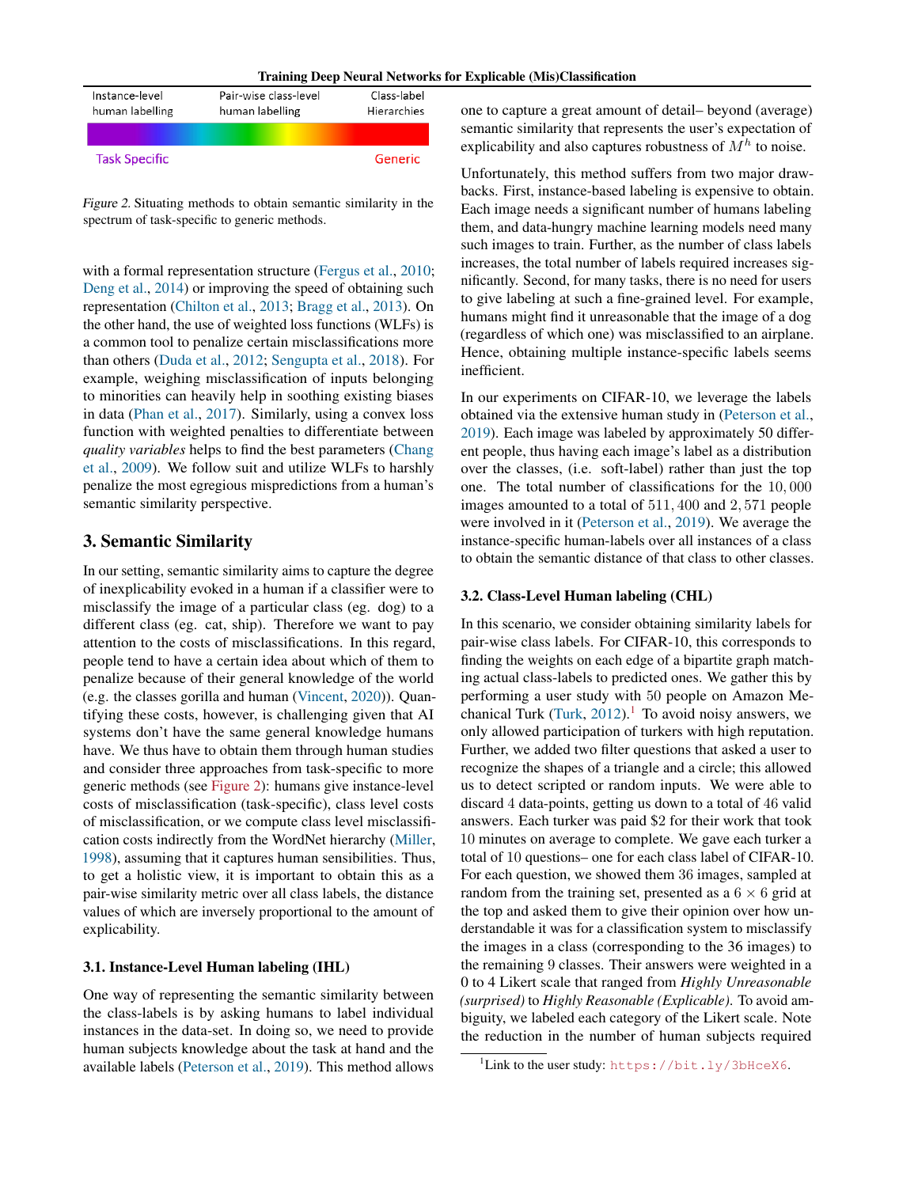Instance-level human labelling | Pair-wise class-level human labelling | Class-label Hierarchies

Task Specific — Generic

*Figure 2.* Situating methods to obtain semantic similarity in the spectrum of task-specific to generic methods.

with a formal representation structure (Fergus et al., 2010; Deng et al., 2014) or improving the speed of obtaining such representation (Chilton et al., 2013; Bragg et al., 2013). On the other hand, the use of weighted loss functions (WLFs) is a common tool to penalize certain misclassifications more than others (Duda et al., 2012; Sengupta et al., 2018). For example, weighing misclassification of inputs belonging to minorities can heavily help in soothing existing biases in data (Phan et al., 2017). Similarly, using a convex loss function with weighted penalties to differentiate between *quality variables* helps to find the best parameters (Chang et al., 2009). We follow suit and utilize WLFs to harshly penalize the most egregious mispredictions from a human's semantic similarity perspective.

## 3. Semantic Similarity

In our setting, semantic similarity aims to capture the degree of inexplicability evoked in a human if a classifier were to misclassify the image of a particular class (eg. dog) to a different class (eg. cat, ship). Therefore we want to pay attention to the costs of misclassifications. In this regard, people tend to have a certain idea about which of them to penalize because of their general knowledge of the world (e.g. the classes gorilla and human (Vincent, 2020)). Quantifying these costs, however, is challenging given that AI systems don't have the same general knowledge humans have. We thus have to obtain them through human studies and consider three approaches from task-specific to more generic methods (see Figure 2): humans give instance-level costs of misclassification (task-specific), class level costs of misclassification, or we compute class level misclassification costs indirectly from the WordNet hierarchy (Miller, 1998), assuming that it captures human sensibilities. Thus, to get a holistic view, it is important to obtain this as a pair-wise similarity metric over all class labels, the distance values of which are inversely proportional to the amount of explicability.

### 3.1. Instance-Level Human labeling (IHL)

One way of representing the semantic similarity between the class-labels is by asking humans to label individual instances in the data-set. In doing so, we need to provide human subjects knowledge about the task at hand and the available labels (Peterson et al., 2019). This method allows one to capture a great amount of detail– beyond (average) semantic similarity that represents the user's expectation of explicability and also captures robustness of $M^h$ to noise.

Unfortunately, this method suffers from two major drawbacks. First, instance-based labeling is expensive to obtain. Each image needs a significant number of humans labeling them, and data-hungry machine learning models need many such images to train. Further, as the number of class labels increases, the total number of labels required increases significantly. Second, for many tasks, there is no need for users to give labeling at such a fine-grained level. For example, humans might find it unreasonable that the image of a dog (regardless of which one) was misclassified to an airplane. Hence, obtaining multiple instance-specific labels seems inefficient.

In our experiments on CIFAR-10, we leverage the labels obtained via the extensive human study in (Peterson et al., 2019). Each image was labeled by approximately 50 different people, thus having each image's label as a distribution over the classes, (i.e. soft-label) rather than just the top one. The total number of classifications for the $10,000$ images amounted to a total of $511,400$ and $2,571$ people were involved in it (Peterson et al., 2019). We average the instance-specific human-labels over all instances of a class to obtain the semantic distance of that class to other classes.

### 3.2. Class-Level Human labeling (CHL)

In this scenario, we consider obtaining similarity labels for pair-wise class labels. For CIFAR-10, this corresponds to finding the weights on each edge of a bipartite graph matching actual class-labels to predicted ones. We gather this by performing a user study with 50 people on Amazon Mechanical Turk (Turk, 2012).[1] To avoid noisy answers, we only allowed participation of turkers with high reputation. Further, we added two filter questions that asked a user to recognize the shapes of a triangle and a circle; this allowed us to detect scripted or random inputs. We were able to discard 4 data-points, getting us down to a total of 46 valid answers. Each turker was paid \$2 for their work that took 10 minutes on average to complete. We gave each turker a total of 10 questions– one for each class label of CIFAR-10. For each question, we showed them 36 images, sampled at random from the training set, presented as a $6 \times 6$ grid at the top and asked them to give their opinion over how understandable it was for a classification system to misclassify the images in a class (corresponding to the 36 images) to the remaining 9 classes. Their answers were weighted in a 0 to 4 Likert scale that ranged from *Highly Unreasonable (surprised)* to *Highly Reasonable (Explicable)*. To avoid ambiguity, we labeled each category of the Likert scale. Note the reduction in the number of human subjects required

[1] Link to the user study: https://bit.ly/3bHceX6.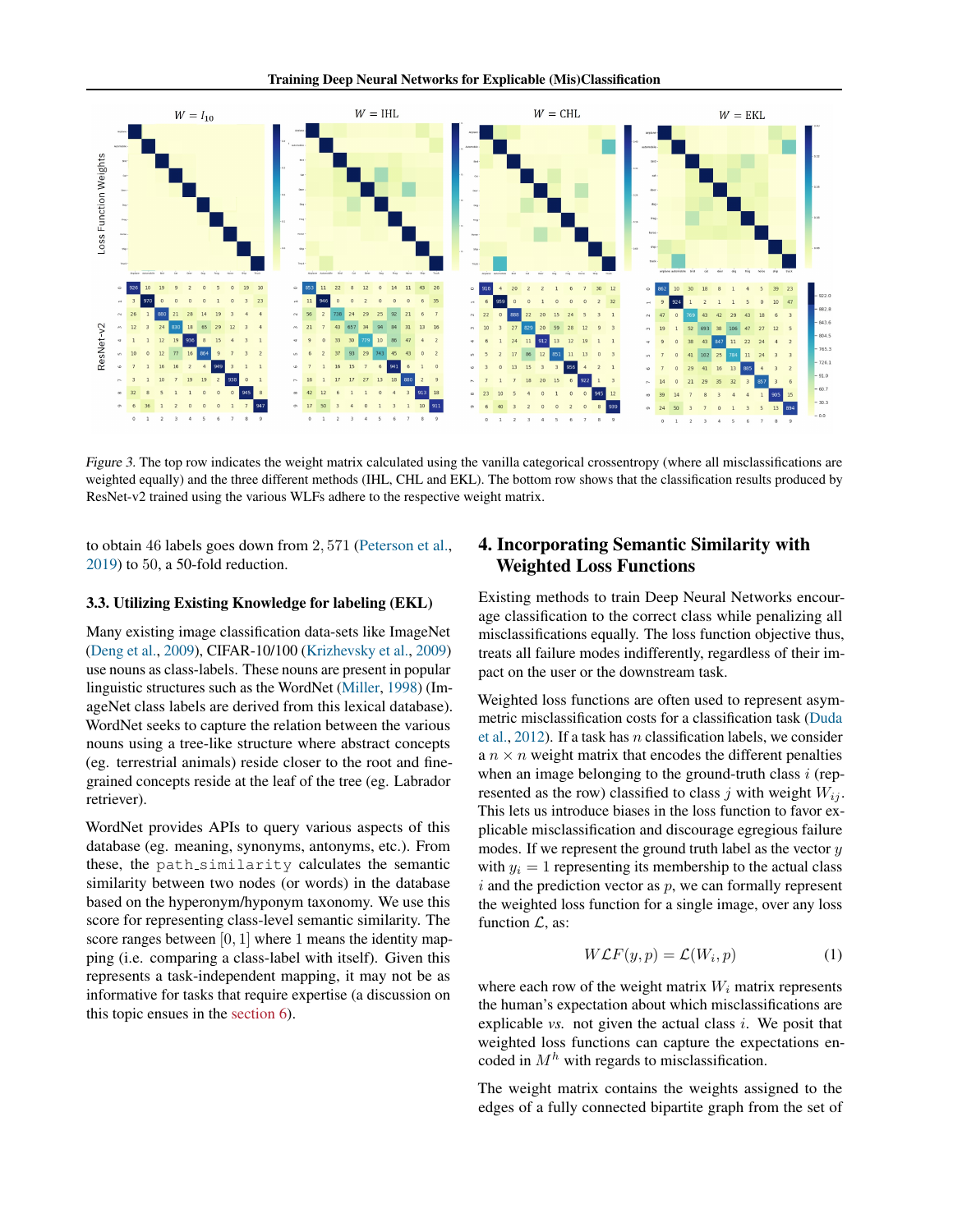*Figure 3.* The top row indicates the weight matrix calculated using the vanilla categorical crossentropy (where all misclassifications are weighted equally) and the three different methods (IHL, CHL and EKL). The bottom row shows that the classification results produced by ResNet-v2 trained using the various WLFs adhere to the respective weight matrix.

to obtain 46 labels goes down from 2,571 (Peterson et al., 2019) to 50, a 50-fold reduction.

### 3.3. Utilizing Existing Knowledge for labeling (EKL)

Many existing image classification data-sets like ImageNet (Deng et al., 2009), CIFAR-10/100 (Krizhevsky et al., 2009) use nouns as class-labels. These nouns are present in popular linguistic structures such as the WordNet (Miller, 1998) (ImageNet class labels are derived from this lexical database). WordNet seeks to capture the relation between the various nouns using a tree-like structure where abstract concepts (eg. terrestrial animals) reside closer to the root and fine-grained concepts reside at the leaf of the tree (eg. Labrador retriever).

WordNet provides APIs to query various aspects of this database (eg. meaning, synonyms, antonyms, etc.). From these, the `path_similarity` calculates the semantic similarity between two nodes (or words) in the database based on the hyperonym/hyponym taxonomy. We use this score for representing class-level semantic similarity. The score ranges between $[0, 1]$ where 1 means the identity mapping (i.e. comparing a class-label with itself). Given this represents a task-independent mapping, it may not be as informative for tasks that require expertise (a discussion on this topic ensues in the section 6).

## 4. Incorporating Semantic Similarity with Weighted Loss Functions

Existing methods to train Deep Neural Networks encourage classification to the correct class while penalizing all misclassifications equally. The loss function objective thus, treats all failure modes indifferently, regardless of their impact on the user or the downstream task.

Weighted loss functions are often used to represent asymmetric misclassification costs for a classification task (Duda et al., 2012). If a task has $n$ classification labels, we consider a $n \times n$ weight matrix that encodes the different penalties when an image belonging to the ground-truth class $i$ (represented as the row) classified to class $j$ with weight $W_{ij}$. This lets us introduce biases in the loss function to favor explicable misclassification and discourage egregious failure modes. If we represent the ground truth label as the vector $y$ with $y_i = 1$ representing its membership to the actual class $i$ and the prediction vector as $p$, we can formally represent the weighted loss function for a single image, over any loss function $\mathcal{L}$, as:

$$WLF(y, p) = \mathcal{L}(W_i, p) \quad (1)$$

where each row of the weight matrix $W_i$ matrix represents the human's expectation about which misclassifications are explicable *vs.* not given the actual class $i$. We posit that weighted loss functions can capture the expectations encoded in $M^h$ with regards to misclassification.

The weight matrix contains the weights assigned to the edges of a fully connected bipartite graph from the set of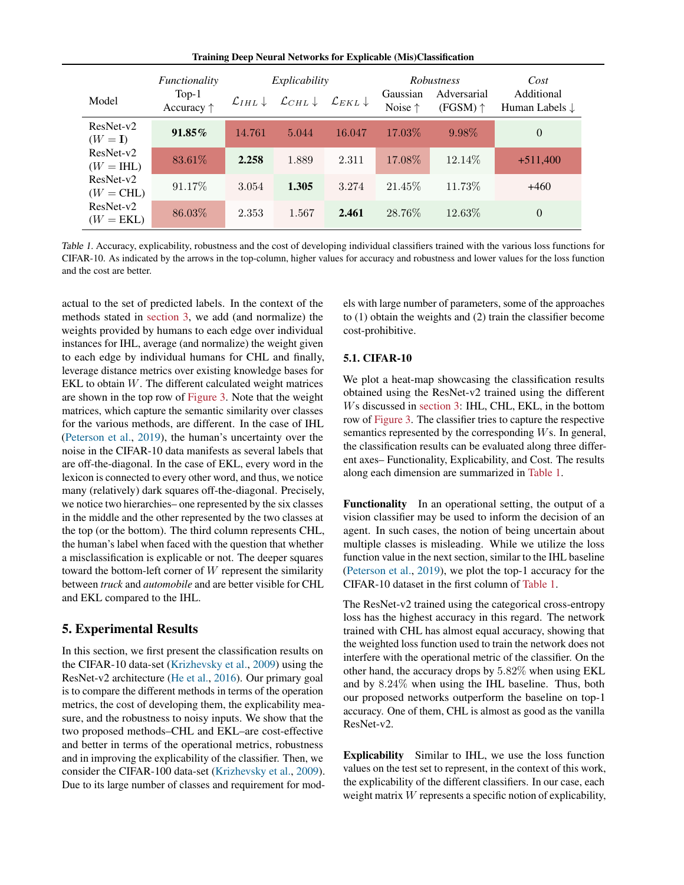| Model | *Functionality* Top-1 Accuracy ↑ | *Explicability* $\mathcal{L}_{IHL}$ ↓ | $\mathcal{L}_{CHL}$ ↓ | $\mathcal{L}_{EKL}$ ↓ | *Robustness* Gaussian Noise ↑ | Adversarial (FGSM) ↑ | *Cost* Additional Human Labels ↓ |
|---|---|---|---|---|---|---|---|
| ResNet-v2 ($W = \mathbf{I}$) | **91.85%** | 14.761 | 5.044 | 16.047 | 17.03% | 9.98% | 0 |
| ResNet-v2 ($W =$ IHL) | 83.61% | **2.258** | 1.889 | 2.311 | 17.08% | 12.14% | +511,400 |
| ResNet-v2 ($W =$ CHL) | 91.17% | 3.054 | **1.305** | 3.274 | 21.45% | 11.73% | +460 |
| ResNet-v2 ($W =$ EKL) | 86.03% | 2.353 | 1.567 | **2.461** | 28.76% | 12.63% | 0 |

*Table 1.* Accuracy, explicability, robustness and the cost of developing individual classifiers trained with the various loss functions for CIFAR-10. As indicated by the arrows in the top-column, higher values for accuracy and robustness and lower values for the loss function and the cost are better.

actual to the set of predicted labels. In the context of the methods stated in section 3, we add (and normalize) the weights provided by humans to each edge over individual instances for IHL, average (and normalize) the weight given to each edge by individual humans for CHL and finally, leverage distance metrics over existing knowledge bases for EKL to obtain $W$. The different calculated weight matrices are shown in the top row of Figure 3. Note that the weight matrices, which capture the semantic similarity over classes for the various methods, are different. In the case of IHL (Peterson et al., 2019), the human's uncertainty over the noise in the CIFAR-10 data manifests as several labels that are off-the-diagonal. In the case of EKL, every word in the lexicon is connected to every other word, and thus, we notice many (relatively) dark squares off-the-diagonal. Precisely, we notice two hierarchies– one represented by the six classes in the middle and the other represented by the two classes at the top (or the bottom). The third column represents CHL, the human's label when faced with the question that whether a misclassification is explicable or not. The deeper squares toward the bottom-left corner of $W$ represent the similarity between *truck* and *automobile* and are better visible for CHL and EKL compared to the IHL.

## 5. Experimental Results

In this section, we first present the classification results on the CIFAR-10 data-set (Krizhevsky et al., 2009) using the ResNet-v2 architecture (He et al., 2016). Our primary goal is to compare the different methods in terms of the operation metrics, the cost of developing them, the explicability measure, and the robustness to noisy inputs. We show that the two proposed methods–CHL and EKL–are cost-effective and better in terms of the operational metrics, robustness and in improving the explicability of the classifier. Then, we consider the CIFAR-100 data-set (Krizhevsky et al., 2009). Due to its large number of classes and requirement for models with large number of parameters, some of the approaches to (1) obtain the weights and (2) train the classifier become cost-prohibitive.

### 5.1. CIFAR-10

We plot a heat-map showcasing the classification results obtained using the ResNet-v2 trained using the different $W$s discussed in section 3: IHL, CHL, EKL, in the bottom row of Figure 3. The classifier tries to capture the respective semantics represented by the corresponding $W$s. In general, the classification results can be evaluated along three different axes– Functionality, Explicability, and Cost. The results along each dimension are summarized in Table 1.

**Functionality** In an operational setting, the output of a vision classifier may be used to inform the decision of an agent. In such cases, the notion of being uncertain about multiple classes is misleading. While we utilize the loss function value in the next section, similar to the IHL baseline (Peterson et al., 2019), we plot the top-1 accuracy for the CIFAR-10 dataset in the first column of Table 1.

The ResNet-v2 trained using the categorical cross-entropy loss has the highest accuracy in this regard. The network trained with CHL has almost equal accuracy, showing that the weighted loss function used to train the network does not interfere with the operational metric of the classifier. On the other hand, the accuracy drops by 5.82% when using EKL and by 8.24% when using the IHL baseline. Thus, both our proposed networks outperform the baseline on top-1 accuracy. One of them, CHL is almost as good as the vanilla ResNet-v2.

**Explicability** Similar to IHL, we use the loss function values on the test set to represent, in the context of this work, the explicability of the different classifiers. In our case, each weight matrix $W$ represents a specific notion of explicability,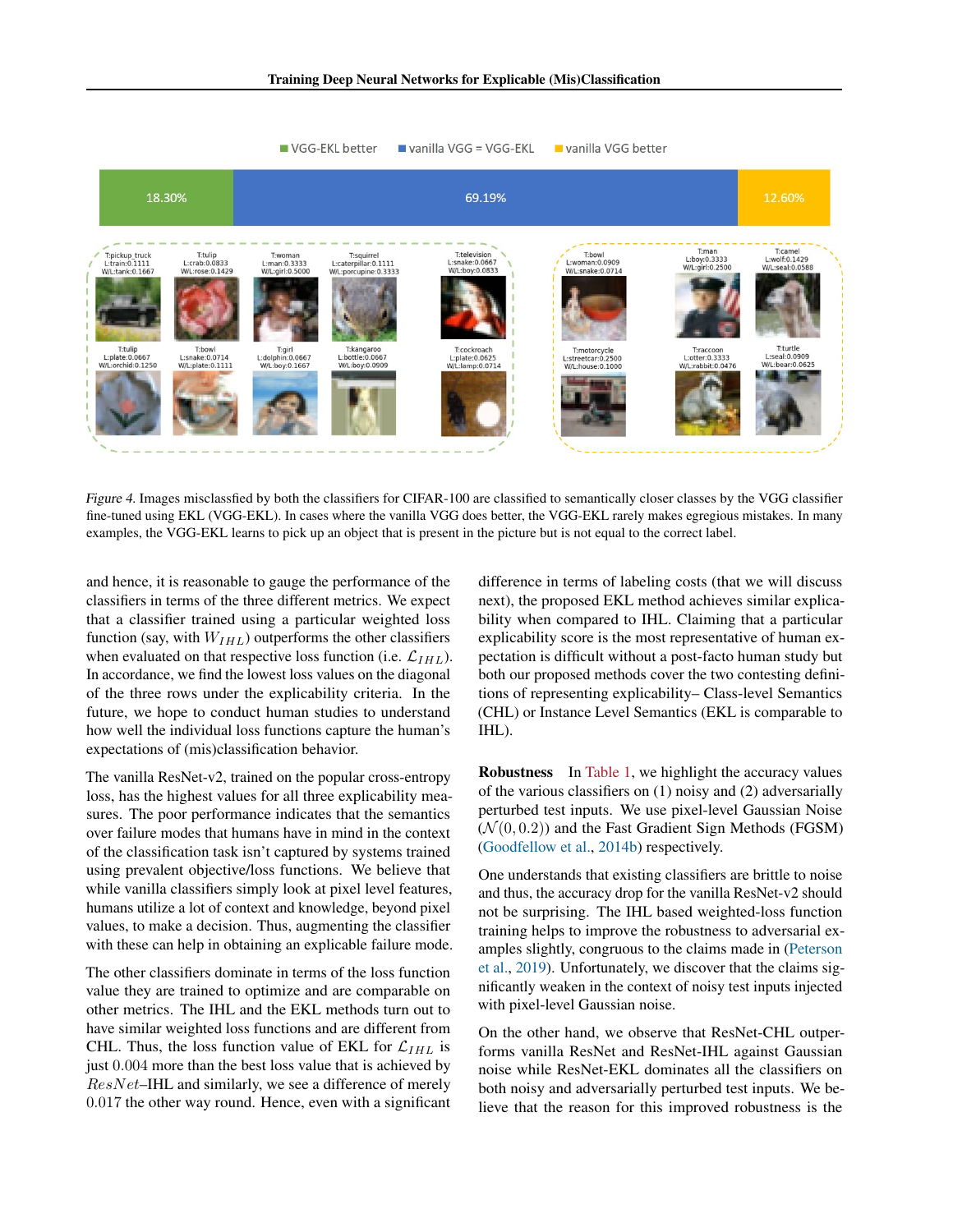Figure 4. Images misclassfied by both the classifiers for CIFAR-100 are classified to semantically closer classes by the VGG classifier fine-tuned using EKL (VGG-EKL). In cases where the vanilla VGG does better, the VGG-EKL rarely makes egregious mistakes. In many examples, the VGG-EKL learns to pick up an object that is present in the picture but is not equal to the correct label.

and hence, it is reasonable to gauge the performance of the classifiers in terms of the three different metrics. We expect that a classifier trained using a particular weighted loss function (say, with $W_{IHL}$) outperforms the other classifiers when evaluated on that respective loss function (i.e. $\mathcal{L}_{IHL}$). In accordance, we find the lowest loss values on the diagonal of the three rows under the explicability criteria. In the future, we hope to conduct human studies to understand how well the individual loss functions capture the human's expectations of (mis)classification behavior.

The vanilla ResNet-v2, trained on the popular cross-entropy loss, has the highest values for all three explicability measures. The poor performance indicates that the semantics over failure modes that humans have in mind in the context of the classification task isn't captured by systems trained using prevalent objective/loss functions. We believe that while vanilla classifiers simply look at pixel level features, humans utilize a lot of context and knowledge, beyond pixel values, to make a decision. Thus, augmenting the classifier with these can help in obtaining an explicable failure mode.

The other classifiers dominate in terms of the loss function value they are trained to optimize and are comparable on other metrics. The IHL and the EKL methods turn out to have similar weighted loss functions and are different from CHL. Thus, the loss function value of EKL for $\mathcal{L}_{IHL}$ is just $0.004$ more than the best loss value that is achieved by $ResNet$–IHL and similarly, we see a difference of merely $0.017$ the other way round. Hence, even with a significant difference in terms of labeling costs (that we will discuss next), the proposed EKL method achieves similar explicability when compared to IHL. Claiming that a particular explicability score is the most representative of human expectation is difficult without a post-facto human study but both our proposed methods cover the two contesting definitions of representing explicability– Class-level Semantics (CHL) or Instance Level Semantics (EKL is comparable to IHL).

**Robustness** In Table 1, we highlight the accuracy values of the various classifiers on (1) noisy and (2) adversarially perturbed test inputs. We use pixel-level Gaussian Noise ($\mathcal{N}(0, 0.2)$) and the Fast Gradient Sign Methods (FGSM) (Goodfellow et al., 2014b) respectively.

One understands that existing classifiers are brittle to noise and thus, the accuracy drop for the vanilla ResNet-v2 should not be surprising. The IHL based weighted-loss function training helps to improve the robustness to adversarial examples slightly, congruous to the claims made in (Peterson et al., 2019). Unfortunately, we discover that the claims significantly weaken in the context of noisy test inputs injected with pixel-level Gaussian noise.

On the other hand, we observe that ResNet-CHL outperforms vanilla ResNet and ResNet-IHL against Gaussian noise while ResNet-EKL dominates all the classifiers on both noisy and adversarially perturbed test inputs. We believe that the reason for this improved robustness is the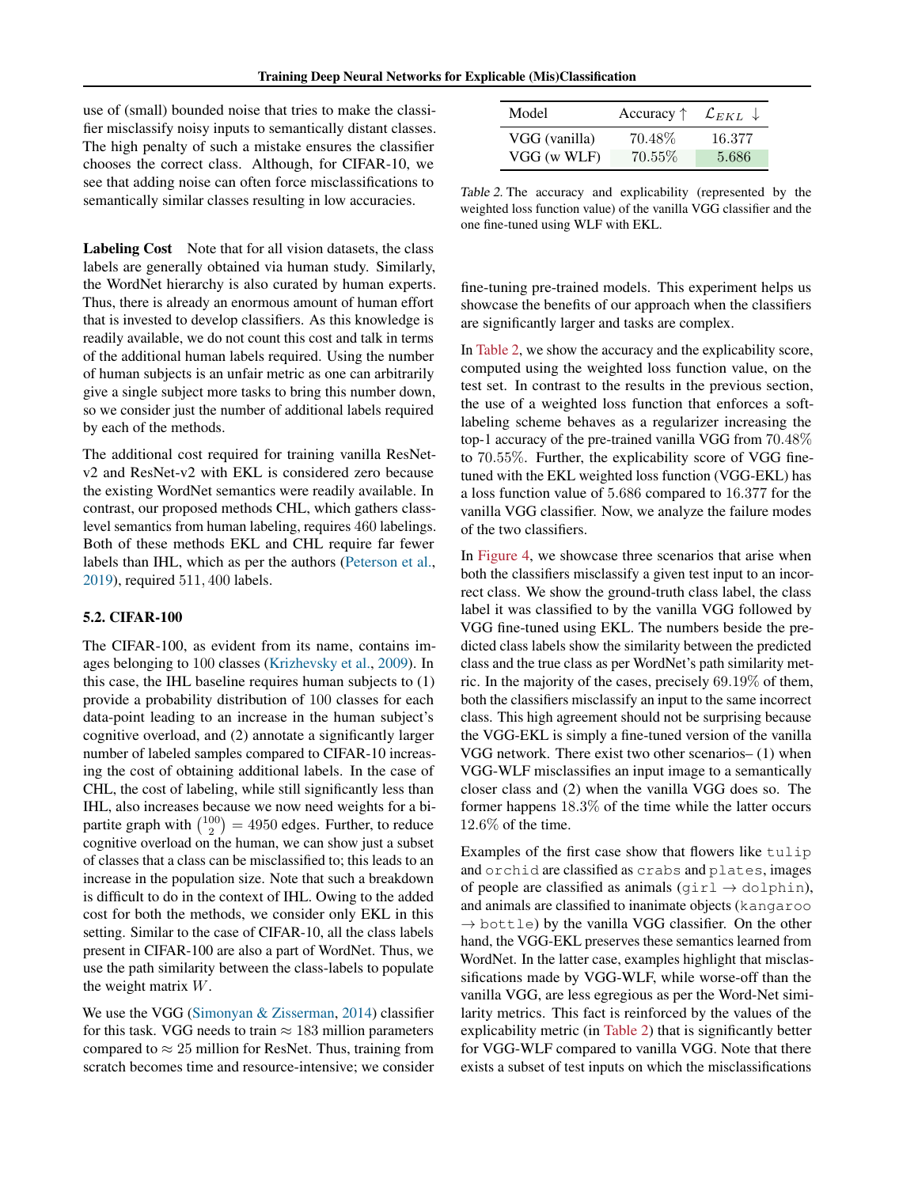use of (small) bounded noise that tries to make the classifier misclassify noisy inputs to semantically distant classes. The high penalty of such a mistake ensures the classifier chooses the correct class. Although, for CIFAR-10, we see that adding noise can often force misclassifications to semantically similar classes resulting in low accuracies.

**Labeling Cost** Note that for all vision datasets, the class labels are generally obtained via human study. Similarly, the WordNet hierarchy is also curated by human experts. Thus, there is already an enormous amount of human effort that is invested to develop classifiers. As this knowledge is readily available, we do not count this cost and talk in terms of the additional human labels required. Using the number of human subjects is an unfair metric as one can arbitrarily give a single subject more tasks to bring this number down, so we consider just the number of additional labels required by each of the methods.

The additional cost required for training vanilla ResNet-v2 and ResNet-v2 with EKL is considered zero because the existing WordNet semantics were readily available. In contrast, our proposed methods CHL, which gathers class-level semantics from human labeling, requires 460 labelings. Both of these methods EKL and CHL require far fewer labels than IHL, which as per the authors (Peterson et al., 2019), required $511,400$ labels.

### 5.2. CIFAR-100

The CIFAR-100, as evident from its name, contains images belonging to 100 classes (Krizhevsky et al., 2009). In this case, the IHL baseline requires human subjects to (1) provide a probability distribution of 100 classes for each data-point leading to an increase in the human subject's cognitive overload, and (2) annotate a significantly larger number of labeled samples compared to CIFAR-10 increasing the cost of obtaining additional labels. In the case of CHL, the cost of labeling, while still significantly less than IHL, also increases because we now need weights for a bipartite graph with $\binom{100}{2} = 4950$ edges. Further, to reduce cognitive overload on the human, we can show just a subset of classes that a class can be misclassified to; this leads to an increase in the population size. Note that such a breakdown is difficult to do in the context of IHL. Owing to the added cost for both the methods, we consider only EKL in this setting. Similar to the case of CIFAR-10, all the class labels present in CIFAR-100 are also a part of WordNet. Thus, we use the path similarity between the class-labels to populate the weight matrix $W$.

We use the VGG (Simonyan & Zisserman, 2014) classifier for this task. VGG needs to train $\approx 183$ million parameters compared to $\approx 25$ million for ResNet. Thus, training from scratch becomes time and resource-intensive; we consider fine-tuning pre-trained models. This experiment helps us showcase the benefits of our approach when the classifiers are significantly larger and tasks are complex.

| Model | Accuracy ↑ | $\mathcal{L}_{EKL}$ ↓ |
|---|---|---|
| VGG (vanilla) | $70.48\%$ | $16.377$ |
| VGG (w WLF) | $70.55\%$ | $5.686$ |

Table 2. The accuracy and explicability (represented by the weighted loss function value) of the vanilla VGG classifier and the one fine-tuned using WLF with EKL.

In Table 2, we show the accuracy and the explicability score, computed using the weighted loss function value, on the test set. In contrast to the results in the previous section, the use of a weighted loss function that enforces a soft-labeling scheme behaves as a regularizer increasing the top-1 accuracy of the pre-trained vanilla VGG from $70.48\%$ to $70.55\%$. Further, the explicability score of VGG fine-tuned with the EKL weighted loss function (VGG-EKL) has a loss function value of $5.686$ compared to $16.377$ for the vanilla VGG classifier. Now, we analyze the failure modes of the two classifiers.

In Figure 4, we showcase three scenarios that arise when both the classifiers misclassify a given test input to an incorrect class. We show the ground-truth class label, the class label it was classified to by the vanilla VGG followed by VGG fine-tuned using EKL. The numbers beside the predicted class labels show the similarity between the predicted class and the true class as per WordNet's path similarity metric. In the majority of the cases, precisely $69.19\%$ of them, both the classifiers misclassify an input to the same incorrect class. This high agreement should not be surprising because the VGG-EKL is simply a fine-tuned version of the vanilla VGG network. There exist two other scenarios– (1) when VGG-WLF misclassifies an input image to a semantically closer class and (2) when the vanilla VGG does so. The former happens $18.3\%$ of the time while the latter occurs $12.6\%$ of the time.

Examples of the first case show that flowers like `tulip` and `orchid` are classified as `crabs` and `plates`, images of people are classified as animals (`girl` → `dolphin`), and animals are classified to inanimate objects (`kangaroo` → `bottle`) by the vanilla VGG classifier. On the other hand, the VGG-EKL preserves these semantics learned from WordNet. In the latter case, examples highlight that misclassifications made by VGG-WLF, while worse-off than the vanilla VGG, are less egregious as per the Word-Net similarity metrics. This fact is reinforced by the values of the explicability metric (in Table 2) that is significantly better for VGG-WLF compared to vanilla VGG. Note that there exists a subset of test inputs on which the misclassifications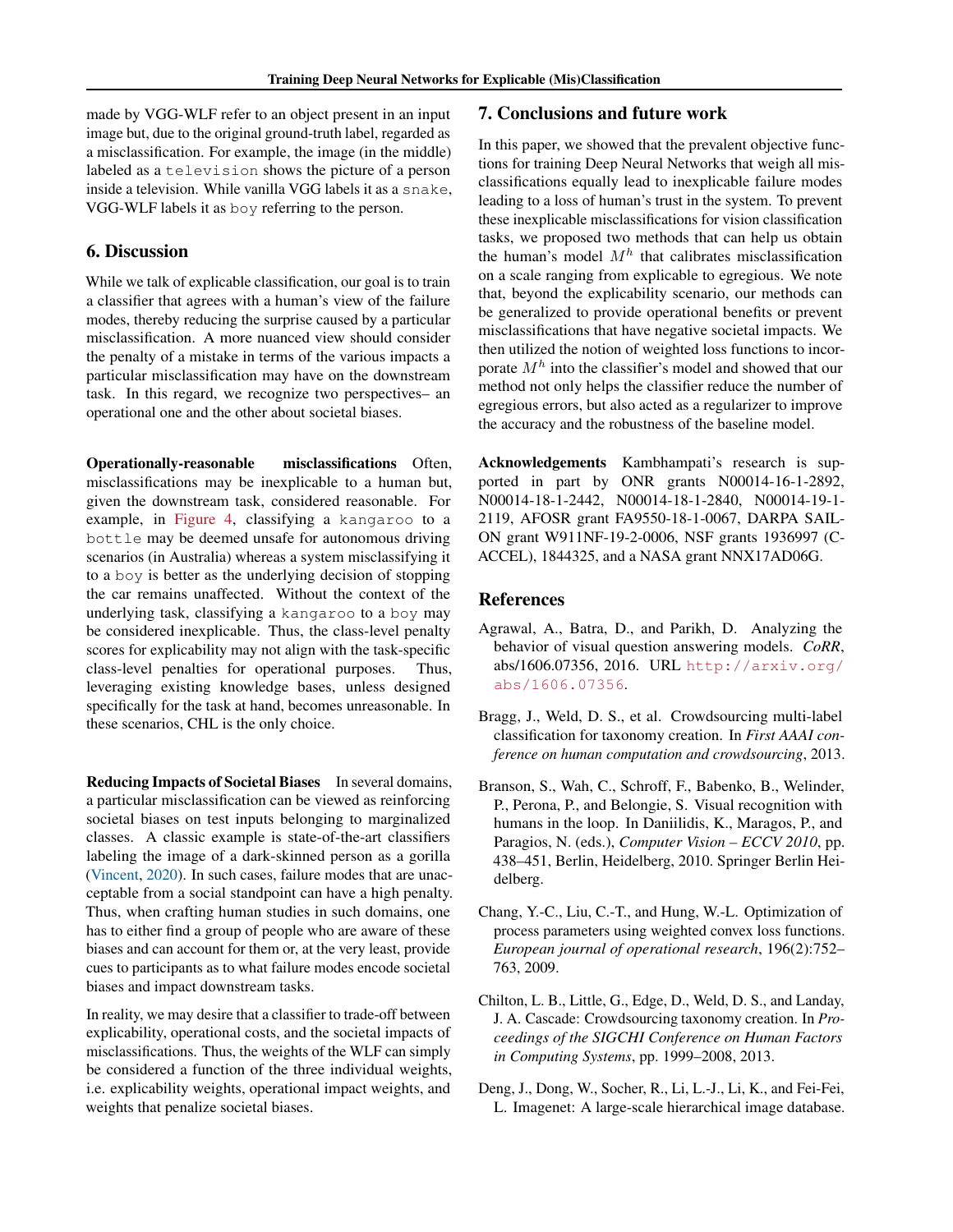made by VGG-WLF refer to an object present in an input image but, due to the original ground-truth label, regarded as a misclassification. For example, the image (in the middle) labeled as a `television` shows the picture of a person inside a television. While vanilla VGG labels it as a `snake`, VGG-WLF labels it as `boy` referring to the person.

## 6. Discussion

While we talk of explicable classification, our goal is to train a classifier that agrees with a human's view of the failure modes, thereby reducing the surprise caused by a particular misclassification. A more nuanced view should consider the penalty of a mistake in terms of the various impacts a particular misclassification may have on the downstream task. In this regard, we recognize two perspectives– an operational one and the other about societal biases.

**Operationally-reasonable misclassifications** Often, misclassifications may be inexplicable to a human but, given the downstream task, considered reasonable. For example, in Figure 4, classifying a `kangaroo` to a `bottle` may be deemed unsafe for autonomous driving scenarios (in Australia) whereas a system misclassifying it to a `boy` is better as the underlying decision of stopping the car remains unaffected. Without the context of the underlying task, classifying a `kangaroo` to a `boy` may be considered inexplicable. Thus, the class-level penalty scores for explicability may not align with the task-specific class-level penalties for operational purposes. Thus, leveraging existing knowledge bases, unless designed specifically for the task at hand, becomes unreasonable. In these scenarios, CHL is the only choice.

**Reducing Impacts of Societal Biases** In several domains, a particular misclassification can be viewed as reinforcing societal biases on test inputs belonging to marginalized classes. A classic example is state-of-the-art classifiers labeling the image of a dark-skinned person as a gorilla (Vincent, 2020). In such cases, failure modes that are unacceptable from a social standpoint can have a high penalty. Thus, when crafting human studies in such domains, one has to either find a group of people who are aware of these biases and can account for them or, at the very least, provide cues to participants as to what failure modes encode societal biases and impact downstream tasks.

In reality, we may desire that a classifier to trade-off between explicability, operational costs, and the societal impacts of misclassifications. Thus, the weights of the WLF can simply be considered a function of the three individual weights, i.e. explicability weights, operational impact weights, and weights that penalize societal biases.

## 7. Conclusions and future work

In this paper, we showed that the prevalent objective functions for training Deep Neural Networks that weigh all misclassifications equally lead to inexplicable failure modes leading to a loss of human's trust in the system. To prevent these inexplicable misclassifications for vision classification tasks, we proposed two methods that can help us obtain the human's model $M^h$ that calibrates misclassification on a scale ranging from explicable to egregious. We note that, beyond the explicability scenario, our methods can be generalized to provide operational benefits or prevent misclassifications that have negative societal impacts. We then utilized the notion of weighted loss functions to incorporate $M^h$ into the classifier's model and showed that our method not only helps the classifier reduce the number of egregious errors, but also acted as a regularizer to improve the accuracy and the robustness of the baseline model.

**Acknowledgements** Kambhampati's research is supported in part by ONR grants N00014-16-1-2892, N00014-18-1-2442, N00014-18-1-2840, N00014-19-1-2119, AFOSR grant FA9550-18-1-0067, DARPA SAIL-ON grant W911NF-19-2-0006, NSF grants 1936997 (C-ACCEL), 1844325, and a NASA grant NNX17AD06G.

## References

Agrawal, A., Batra, D., and Parikh, D. Analyzing the behavior of visual question answering models. *CoRR*, abs/1606.07356, 2016. URL http://arxiv.org/abs/1606.07356.

Bragg, J., Weld, D. S., et al. Crowdsourcing multi-label classification for taxonomy creation. In *First AAAI conference on human computation and crowdsourcing*, 2013.

Branson, S., Wah, C., Schroff, F., Babenko, B., Welinder, P., Perona, P., and Belongie, S. Visual recognition with humans in the loop. In Daniilidis, K., Maragos, P., and Paragios, N. (eds.), *Computer Vision – ECCV 2010*, pp. 438–451, Berlin, Heidelberg, 2010. Springer Berlin Heidelberg.

Chang, Y.-C., Liu, C.-T., and Hung, W.-L. Optimization of process parameters using weighted convex loss functions. *European journal of operational research*, 196(2):752–763, 2009.

Chilton, L. B., Little, G., Edge, D., Weld, D. S., and Landay, J. A. Cascade: Crowdsourcing taxonomy creation. In *Proceedings of the SIGCHI Conference on Human Factors in Computing Systems*, pp. 1999–2008, 2013.

Deng, J., Dong, W., Socher, R., Li, L.-J., Li, K., and Fei-Fei, L. Imagenet: A large-scale hierarchical image database.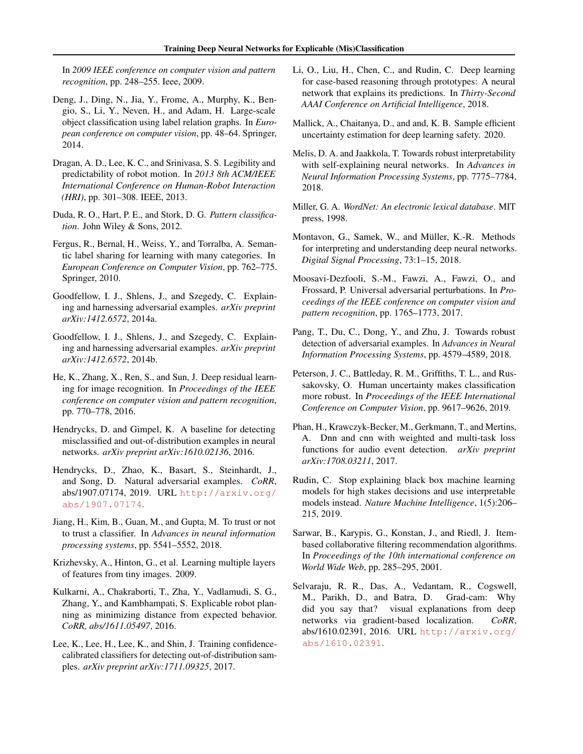In *2009 IEEE conference on computer vision and pattern recognition*, pp. 248–255. Ieee, 2009.

Deng, J., Ding, N., Jia, Y., Frome, A., Murphy, K., Bengio, S., Li, Y., Neven, H., and Adam, H. Large-scale object classification using label relation graphs. In *European conference on computer vision*, pp. 48–64. Springer, 2014.

Dragan, A. D., Lee, K. C., and Srinivasa, S. S. Legibility and predictability of robot motion. In *2013 8th ACM/IEEE International Conference on Human-Robot Interaction (HRI)*, pp. 301–308. IEEE, 2013.

Duda, R. O., Hart, P. E., and Stork, D. G. *Pattern classification*. John Wiley & Sons, 2012.

Fergus, R., Bernal, H., Weiss, Y., and Torralba, A. Semantic label sharing for learning with many categories. In *European Conference on Computer Vision*, pp. 762–775. Springer, 2010.

Goodfellow, I. J., Shlens, J., and Szegedy, C. Explaining and harnessing adversarial examples. *arXiv preprint arXiv:1412.6572*, 2014a.

Goodfellow, I. J., Shlens, J., and Szegedy, C. Explaining and harnessing adversarial examples. *arXiv preprint arXiv:1412.6572*, 2014b.

He, K., Zhang, X., Ren, S., and Sun, J. Deep residual learning for image recognition. In *Proceedings of the IEEE conference on computer vision and pattern recognition*, pp. 770–778, 2016.

Hendrycks, D. and Gimpel, K. A baseline for detecting misclassified and out-of-distribution examples in neural networks. *arXiv preprint arXiv:1610.02136*, 2016.

Hendrycks, D., Zhao, K., Basart, S., Steinhardt, J., and Song, D. Natural adversarial examples. *CoRR*, abs/1907.07174, 2019. URL `http://arxiv.org/abs/1907.07174`.

Jiang, H., Kim, B., Guan, M., and Gupta, M. To trust or not to trust a classifier. In *Advances in neural information processing systems*, pp. 5541–5552, 2018.

Krizhevsky, A., Hinton, G., et al. Learning multiple layers of features from tiny images. 2009.

Kulkarni, A., Chakraborti, T., Zha, Y., Vadlamudi, S. G., Zhang, Y., and Kambhampati, S. Explicable robot planning as minimizing distance from expected behavior. *CoRR, abs/1611.05497*, 2016.

Lee, K., Lee, H., Lee, K., and Shin, J. Training confidence-calibrated classifiers for detecting out-of-distribution samples. *arXiv preprint arXiv:1711.09325*, 2017.

Li, O., Liu, H., Chen, C., and Rudin, C. Deep learning for case-based reasoning through prototypes: A neural network that explains its predictions. In *Thirty-Second AAAI Conference on Artificial Intelligence*, 2018.

Mallick, A., Chaitanya, D., and and, K. B. Sample efficient uncertainty estimation for deep learning safety. 2020.

Melis, D. A. and Jaakkola, T. Towards robust interpretability with self-explaining neural networks. In *Advances in Neural Information Processing Systems*, pp. 7775–7784, 2018.

Miller, G. A. *WordNet: An electronic lexical database*. MIT press, 1998.

Montavon, G., Samek, W., and Müller, K.-R. Methods for interpreting and understanding deep neural networks. *Digital Signal Processing*, 73:1–15, 2018.

Moosavi-Dezfooli, S.-M., Fawzi, A., Fawzi, O., and Frossard, P. Universal adversarial perturbations. In *Proceedings of the IEEE conference on computer vision and pattern recognition*, pp. 1765–1773, 2017.

Pang, T., Du, C., Dong, Y., and Zhu, J. Towards robust detection of adversarial examples. In *Advances in Neural Information Processing Systems*, pp. 4579–4589, 2018.

Peterson, J. C., Battleday, R. M., Griffiths, T. L., and Russakovsky, O. Human uncertainty makes classification more robust. In *Proceedings of the IEEE International Conference on Computer Vision*, pp. 9617–9626, 2019.

Phan, H., Krawczyk-Becker, M., Gerkmann, T., and Mertins, A. Dnn and cnn with weighted and multi-task loss functions for audio event detection. *arXiv preprint arXiv:1708.03211*, 2017.

Rudin, C. Stop explaining black box machine learning models for high stakes decisions and use interpretable models instead. *Nature Machine Intelligence*, 1(5):206–215, 2019.

Sarwar, B., Karypis, G., Konstan, J., and Riedl, J. Item-based collaborative filtering recommendation algorithms. In *Proceedings of the 10th international conference on World Wide Web*, pp. 285–295, 2001.

Selvaraju, R. R., Das, A., Vedantam, R., Cogswell, M., Parikh, D., and Batra, D. Grad-cam: Why did you say that? visual explanations from deep networks via gradient-based localization. *CoRR*, abs/1610.02391, 2016. URL `http://arxiv.org/abs/1610.02391`.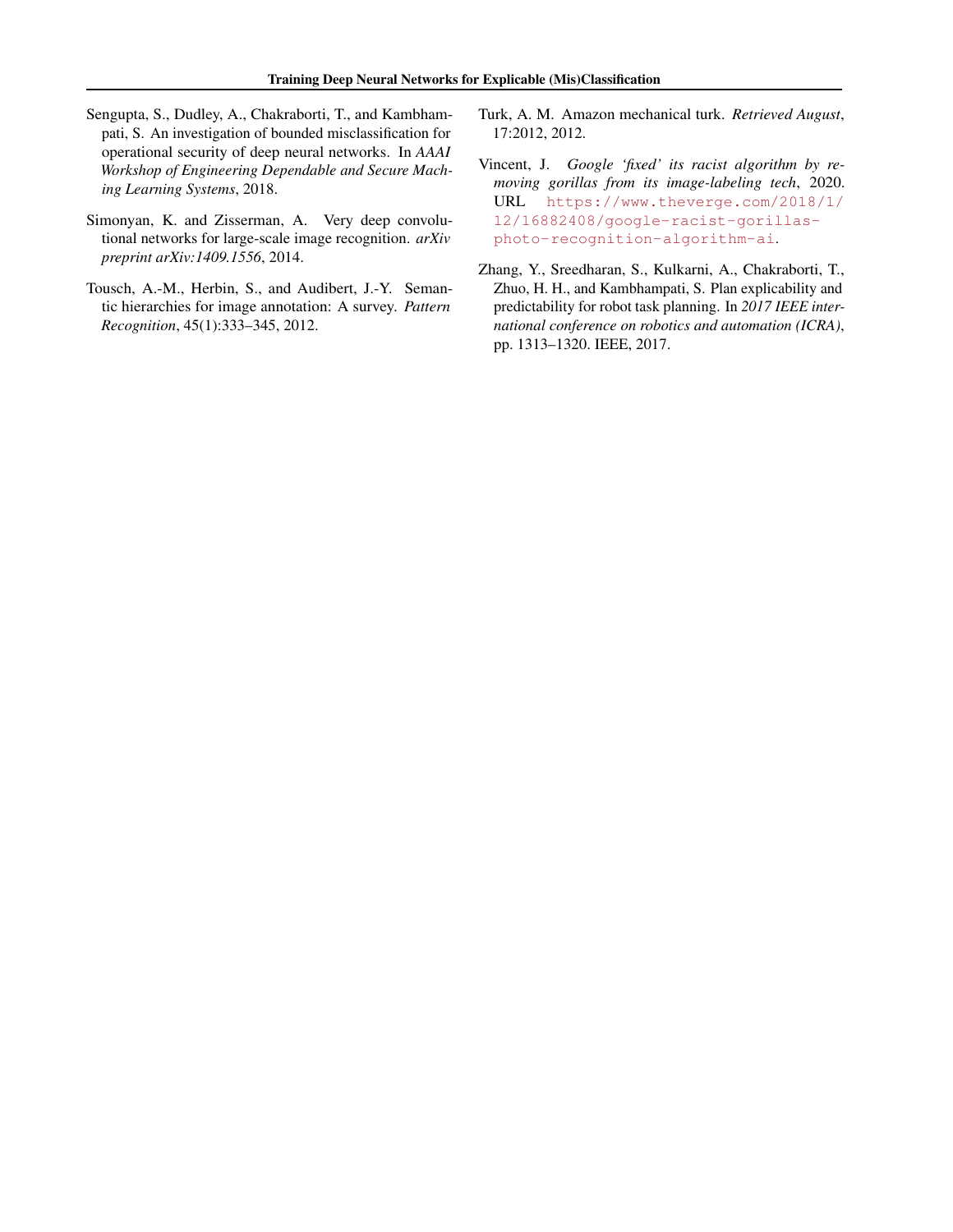Sengupta, S., Dudley, A., Chakraborti, T., and Kambhampati, S. An investigation of bounded misclassification for operational security of deep neural networks. In *AAAI Workshop of Engineering Dependable and Secure Machine Learning Systems*, 2018.

Simonyan, K. and Zisserman, A. Very deep convolutional networks for large-scale image recognition. *arXiv preprint arXiv:1409.1556*, 2014.

Tousch, A.-M., Herbin, S., and Audibert, J.-Y. Semantic hierarchies for image annotation: A survey. *Pattern Recognition*, 45(1):333–345, 2012.

Turk, A. M. Amazon mechanical turk. *Retrieved August*, 17:2012, 2012.

Vincent, J. *Google 'fixed' its racist algorithm by removing gorillas from its image-labeling tech*, 2020. URL https://www.theverge.com/2018/1/12/16882408/google-racist-gorillas-photo-recognition-algorithm-ai.

Zhang, Y., Sreedharan, S., Kulkarni, A., Chakraborti, T., Zhuo, H. H., and Kambhampati, S. Plan explicability and predictability for robot task planning. In *2017 IEEE international conference on robotics and automation (ICRA)*, pp. 1313–1320. IEEE, 2017.